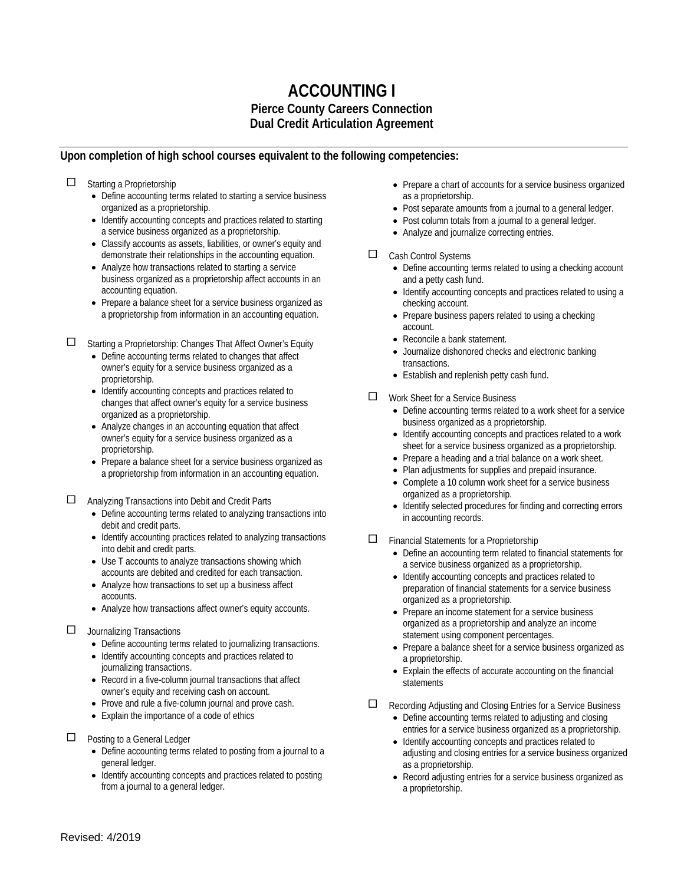# ACCOUNTING I

## Pierce County Careers Connection
## Dual Credit Articulation Agreement

---

**Upon completion of high school courses equivalent to the following competencies:**

- ☐ Starting a Proprietorship
  - Define accounting terms related to starting a service business organized as a proprietorship.
  - Identify accounting concepts and practices related to starting a service business organized as a proprietorship.
  - Classify accounts as assets, liabilities, or owner's equity and demonstrate their relationships in the accounting equation.
  - Analyze how transactions related to starting a service business organized as a proprietorship affect accounts in an accounting equation.
  - Prepare a balance sheet for a service business organized as a proprietorship from information in an accounting equation.

- ☐ Starting a Proprietorship: Changes That Affect Owner's Equity
  - Define accounting terms related to changes that affect owner's equity for a service business organized as a proprietorship.
  - Identify accounting concepts and practices related to changes that affect owner's equity for a service business organized as a proprietorship.
  - Analyze changes in an accounting equation that affect owner's equity for a service business organized as a proprietorship.
  - Prepare a balance sheet for a service business organized as a proprietorship from information in an accounting equation.

- ☐ Analyzing Transactions into Debit and Credit Parts
  - Define accounting terms related to analyzing transactions into debit and credit parts.
  - Identify accounting practices related to analyzing transactions into debit and credit parts.
  - Use T accounts to analyze transactions showing which accounts are debited and credited for each transaction.
  - Analyze how transactions to set up a business affect accounts.
  - Analyze how transactions affect owner's equity accounts.

- ☐ Journalizing Transactions
  - Define accounting terms related to journalizing transactions.
  - Identify accounting concepts and practices related to journalizing transactions.
  - Record in a five-column journal transactions that affect owner's equity and receiving cash on account.
  - Prove and rule a five-column journal and prove cash.
  - Explain the importance of a code of ethics

- ☐ Posting to a General Ledger
  - Define accounting terms related to posting from a journal to a general ledger.
  - Identify accounting concepts and practices related to posting from a journal to a general ledger.
  - Prepare a chart of accounts for a service business organized as a proprietorship.
  - Post separate amounts from a journal to a general ledger.
  - Post column totals from a journal to a general ledger.
  - Analyze and journalize correcting entries.

- ☐ Cash Control Systems
  - Define accounting terms related to using a checking account and a petty cash fund.
  - Identify accounting concepts and practices related to using a checking account.
  - Prepare business papers related to using a checking account.
  - Reconcile a bank statement.
  - Journalize dishonored checks and electronic banking transactions.
  - Establish and replenish petty cash fund.

- ☐ Work Sheet for a Service Business
  - Define accounting terms related to a work sheet for a service business organized as a proprietorship.
  - Identify accounting concepts and practices related to a work sheet for a service business organized as a proprietorship.
  - Prepare a heading and a trial balance on a work sheet.
  - Plan adjustments for supplies and prepaid insurance.
  - Complete a 10 column work sheet for a service business organized as a proprietorship.
  - Identify selected procedures for finding and correcting errors in accounting records.

- ☐ Financial Statements for a Proprietorship
  - Define an accounting term related to financial statements for a service business organized as a proprietorship.
  - Identify accounting concepts and practices related to preparation of financial statements for a service business organized as a proprietorship.
  - Prepare an income statement for a service business organized as a proprietorship and analyze an income statement using component percentages.
  - Prepare a balance sheet for a service business organized as a proprietorship.
  - Explain the effects of accurate accounting on the financial statements

- ☐ Recording Adjusting and Closing Entries for a Service Business
  - Define accounting terms related to adjusting and closing entries for a service business organized as a proprietorship.
  - Identify accounting concepts and practices related to adjusting and closing entries for a service business organized as a proprietorship.
  - Record adjusting entries for a service business organized as a proprietorship.

Revised: 4/2019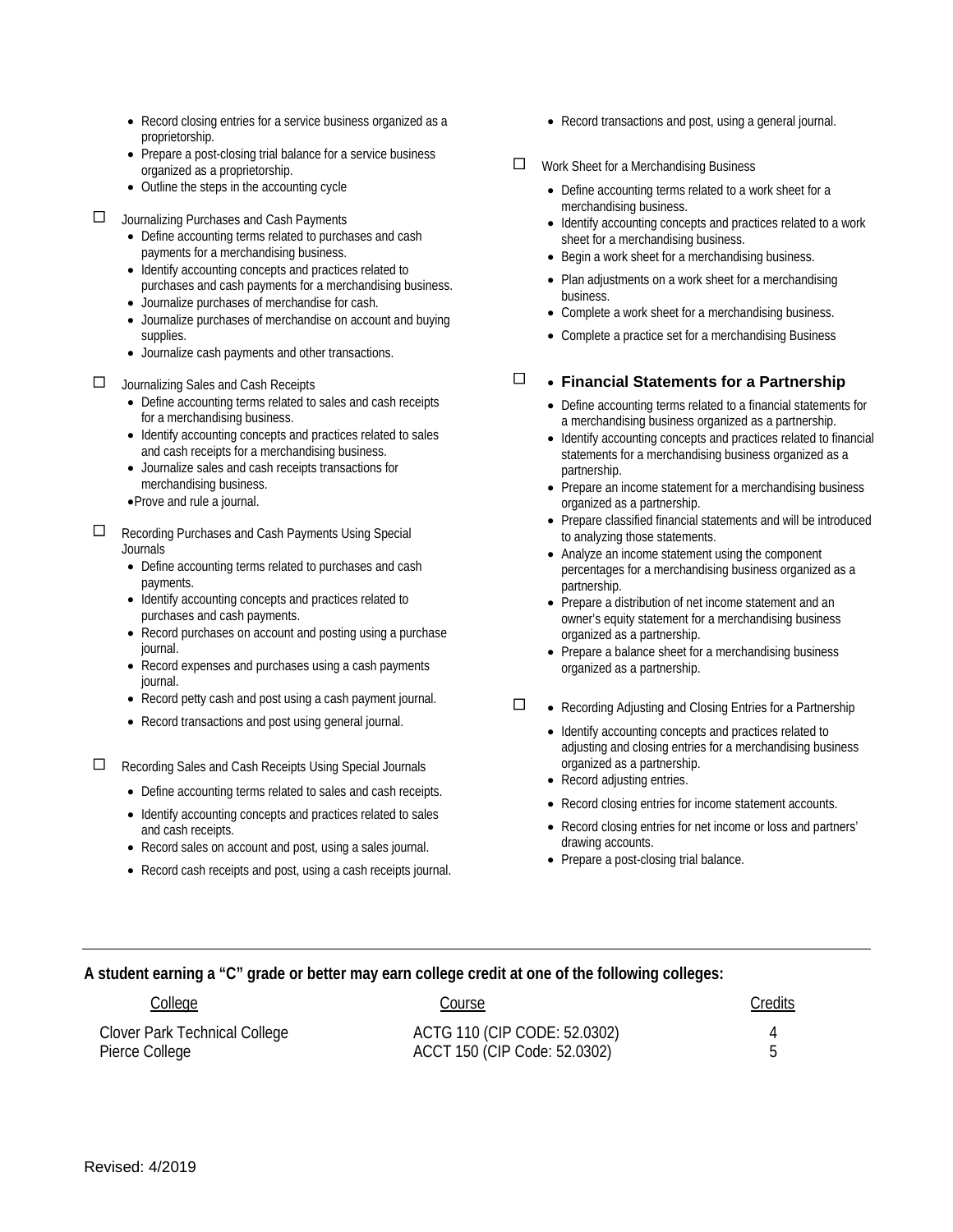- Record closing entries for a service business organized as a proprietorship.
- Prepare a post-closing trial balance for a service business organized as a proprietorship.
- Outline the steps in the accounting cycle

☐ Journalizing Purchases and Cash Payments

- Define accounting terms related to purchases and cash payments for a merchandising business.
- Identify accounting concepts and practices related to purchases and cash payments for a merchandising business.
- Journalize purchases of merchandise for cash.
- Journalize purchases of merchandise on account and buying supplies.
- Journalize cash payments and other transactions.

☐ Journalizing Sales and Cash Receipts

- Define accounting terms related to sales and cash receipts for a merchandising business.
- Identify accounting concepts and practices related to sales and cash receipts for a merchandising business.
- Journalize sales and cash receipts transactions for merchandising business.
- Prove and rule a journal.

☐ Recording Purchases and Cash Payments Using Special Journals

- Define accounting terms related to purchases and cash payments.
- Identify accounting concepts and practices related to purchases and cash payments.
- Record purchases on account and posting using a purchase journal.
- Record expenses and purchases using a cash payments journal.
- Record petty cash and post using a cash payment journal.
- Record transactions and post using general journal.

☐ Recording Sales and Cash Receipts Using Special Journals

- Define accounting terms related to sales and cash receipts.
- Identify accounting concepts and practices related to sales and cash receipts.
- Record sales on account and post, using a sales journal.
- Record cash receipts and post, using a cash receipts journal.
- Record transactions and post, using a general journal.

☐ Work Sheet for a Merchandising Business

- Define accounting terms related to a work sheet for a merchandising business.
- Identify accounting concepts and practices related to a work sheet for a merchandising business.
- Begin a work sheet for a merchandising business.
- Plan adjustments on a work sheet for a merchandising business.
- Complete a work sheet for a merchandising business.
- Complete a practice set for a merchandising Business

☐ **Financial Statements for a Partnership**

- Define accounting terms related to a financial statements for a merchandising business organized as a partnership.
- Identify accounting concepts and practices related to financial statements for a merchandising business organized as a partnership.
- Prepare an income statement for a merchandising business organized as a partnership.
- Prepare classified financial statements and will be introduced to analyzing those statements.
- Analyze an income statement using the component percentages for a merchandising business organized as a partnership.
- Prepare a distribution of net income statement and an owner's equity statement for a merchandising business organized as a partnership.
- Prepare a balance sheet for a merchandising business organized as a partnership.

☐ Recording Adjusting and Closing Entries for a Partnership

- Identify accounting concepts and practices related to adjusting and closing entries for a merchandising business organized as a partnership.
- Record adjusting entries.
- Record closing entries for income statement accounts.
- Record closing entries for net income or loss and partners' drawing accounts.
- Prepare a post-closing trial balance.

---

**A student earning a "C" grade or better may earn college credit at one of the following colleges:**

| College | Course | Credits |
|---|---|---|
| Clover Park Technical College | ACTG 110 (CIP CODE: 52.0302) | 4 |
| Pierce College | ACCT 150 (CIP Code: 52.0302) | 5 |

Revised: 4/2019